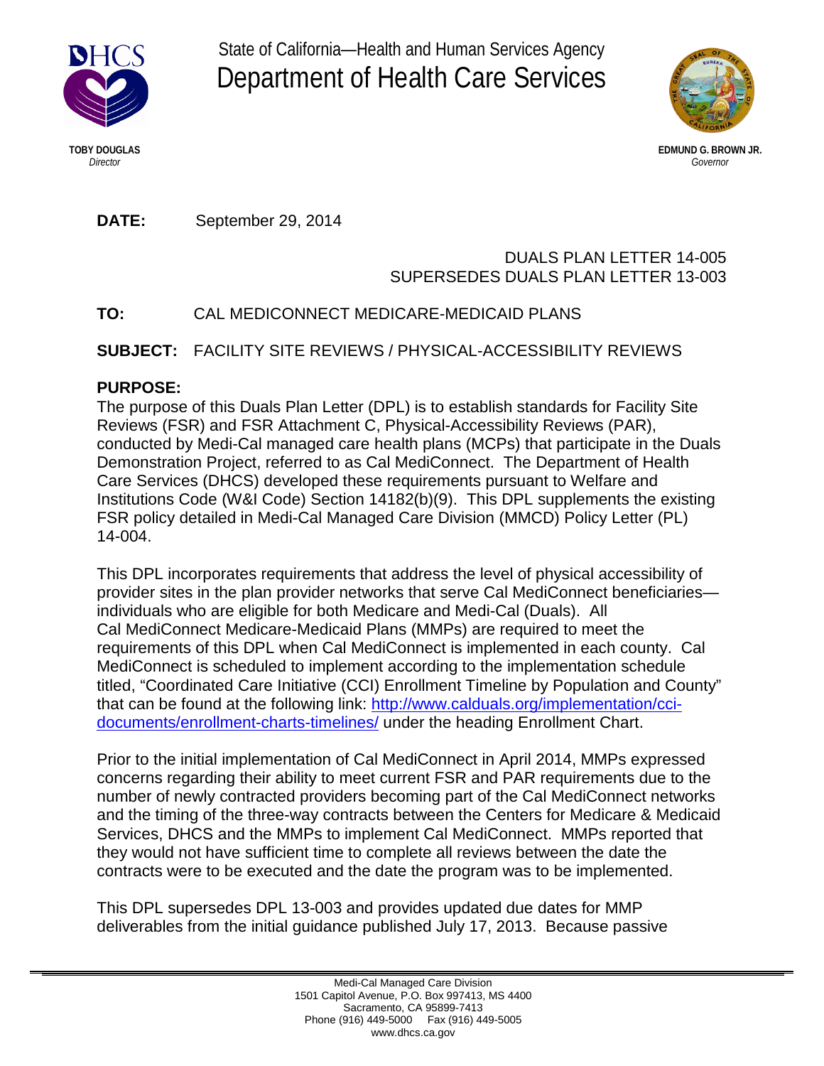State of California—Health and Human Services Agency

# Department of Health Care Services

**TOBY DOUGLAS**
*Director*

**EDMUND G. BROWN JR.**
*Governor*

**DATE:** September 29, 2014

DUALS PLAN LETTER 14-005
SUPERSEDES DUALS PLAN LETTER 13-003

**TO:** CAL MEDICONNECT MEDICARE-MEDICAID PLANS

**SUBJECT:** FACILITY SITE REVIEWS / PHYSICAL-ACCESSIBILITY REVIEWS

**PURPOSE:**

The purpose of this Duals Plan Letter (DPL) is to establish standards for Facility Site Reviews (FSR) and FSR Attachment C, Physical-Accessibility Reviews (PAR), conducted by Medi-Cal managed care health plans (MCPs) that participate in the Duals Demonstration Project, referred to as Cal MediConnect. The Department of Health Care Services (DHCS) developed these requirements pursuant to Welfare and Institutions Code (W&I Code) Section 14182(b)(9). This DPL supplements the existing FSR policy detailed in Medi-Cal Managed Care Division (MMCD) Policy Letter (PL) 14-004.

This DPL incorporates requirements that address the level of physical accessibility of provider sites in the plan provider networks that serve Cal MediConnect beneficiaries—individuals who are eligible for both Medicare and Medi-Cal (Duals). All Cal MediConnect Medicare-Medicaid Plans (MMPs) are required to meet the requirements of this DPL when Cal MediConnect is implemented in each county. Cal MediConnect is scheduled to implement according to the implementation schedule titled, "Coordinated Care Initiative (CCI) Enrollment Timeline by Population and County" that can be found at the following link: [http://www.calduals.org/implementation/cci-documents/enrollment-charts-timelines/](http://www.calduals.org/implementation/cci-documents/enrollment-charts-timelines/) under the heading Enrollment Chart.

Prior to the initial implementation of Cal MediConnect in April 2014, MMPs expressed concerns regarding their ability to meet current FSR and PAR requirements due to the number of newly contracted providers becoming part of the Cal MediConnect networks and the timing of the three-way contracts between the Centers for Medicare & Medicaid Services, DHCS and the MMPs to implement Cal MediConnect. MMPs reported that they would not have sufficient time to complete all reviews between the date the contracts were to be executed and the date the program was to be implemented.

This DPL supersedes DPL 13-003 and provides updated due dates for MMP deliverables from the initial guidance published July 17, 2013. Because passive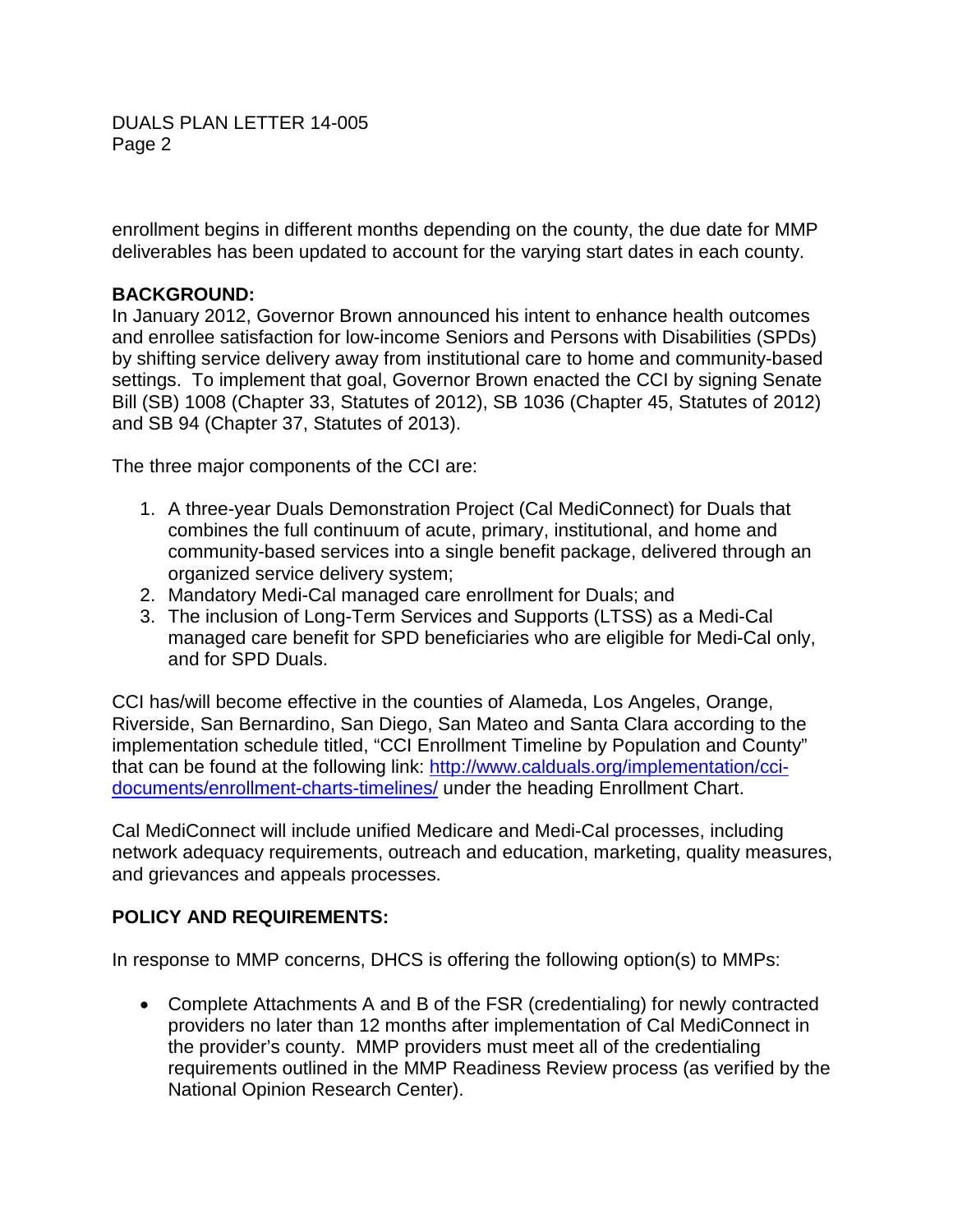enrollment begins in different months depending on the county, the due date for MMP deliverables has been updated to account for the varying start dates in each county.

**BACKGROUND:**

In January 2012, Governor Brown announced his intent to enhance health outcomes and enrollee satisfaction for low-income Seniors and Persons with Disabilities (SPDs) by shifting service delivery away from institutional care to home and community-based settings. To implement that goal, Governor Brown enacted the CCI by signing Senate Bill (SB) 1008 (Chapter 33, Statutes of 2012), SB 1036 (Chapter 45, Statutes of 2012) and SB 94 (Chapter 37, Statutes of 2013).

The three major components of the CCI are:

1. A three-year Duals Demonstration Project (Cal MediConnect) for Duals that combines the full continuum of acute, primary, institutional, and home and community-based services into a single benefit package, delivered through an organized service delivery system;
2. Mandatory Medi-Cal managed care enrollment for Duals; and
3. The inclusion of Long-Term Services and Supports (LTSS) as a Medi-Cal managed care benefit for SPD beneficiaries who are eligible for Medi-Cal only, and for SPD Duals.

CCI has/will become effective in the counties of Alameda, Los Angeles, Orange, Riverside, San Bernardino, San Diego, San Mateo and Santa Clara according to the implementation schedule titled, "CCI Enrollment Timeline by Population and County" that can be found at the following link: [http://www.calduals.org/implementation/cci-documents/enrollment-charts-timelines/](http://www.calduals.org/implementation/cci-documents/enrollment-charts-timelines/) under the heading Enrollment Chart.

Cal MediConnect will include unified Medicare and Medi-Cal processes, including network adequacy requirements, outreach and education, marketing, quality measures, and grievances and appeals processes.

**POLICY AND REQUIREMENTS:**

In response to MMP concerns, DHCS is offering the following option(s) to MMPs:

- Complete Attachments A and B of the FSR (credentialing) for newly contracted providers no later than 12 months after implementation of Cal MediConnect in the provider's county. MMP providers must meet all of the credentialing requirements outlined in the MMP Readiness Review process (as verified by the National Opinion Research Center).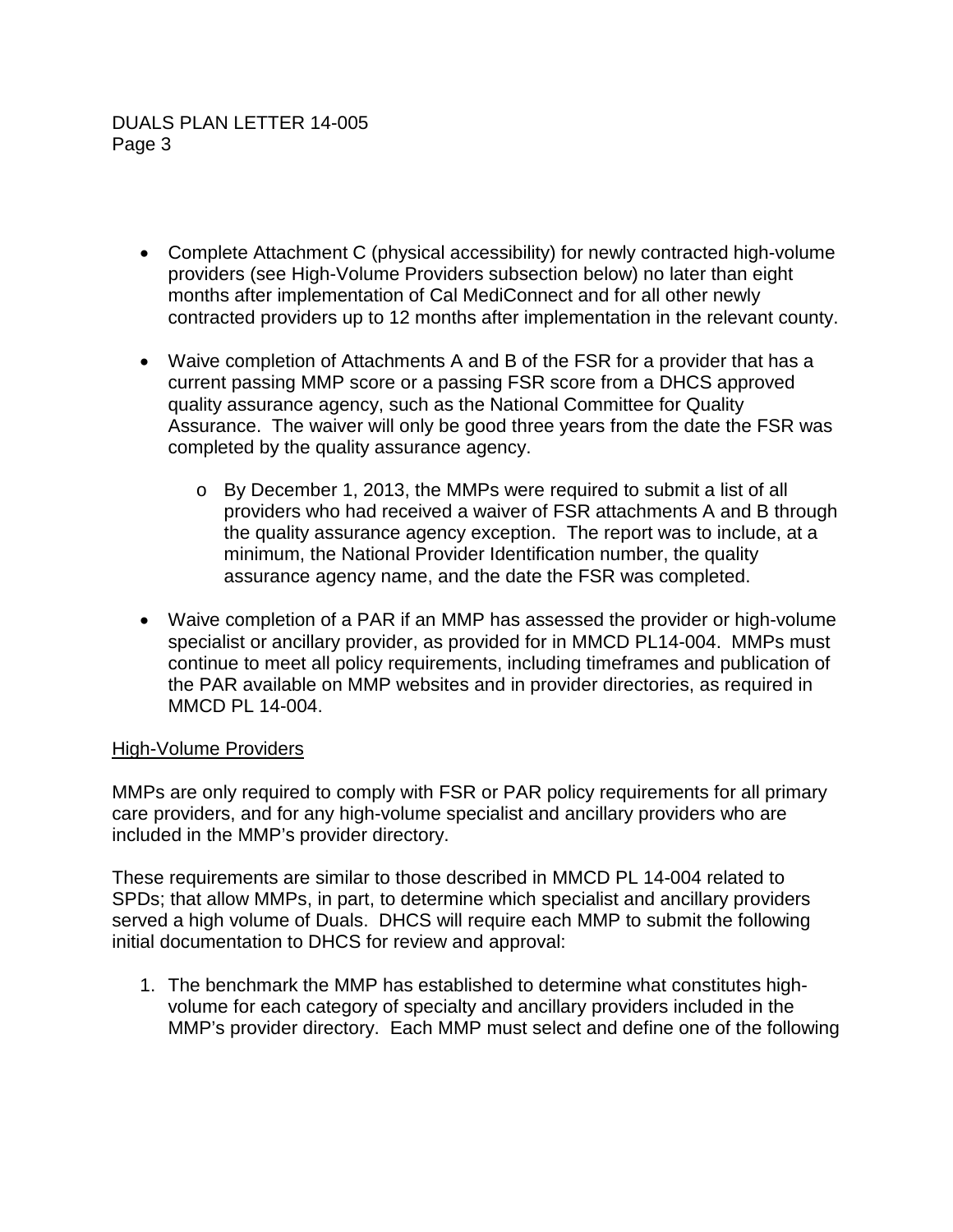- Complete Attachment C (physical accessibility) for newly contracted high-volume providers (see High-Volume Providers subsection below) no later than eight months after implementation of Cal MediConnect and for all other newly contracted providers up to 12 months after implementation in the relevant county.

- Waive completion of Attachments A and B of the FSR for a provider that has a current passing MMP score or a passing FSR score from a DHCS approved quality assurance agency, such as the National Committee for Quality Assurance. The waiver will only be good three years from the date the FSR was completed by the quality assurance agency.

  - By December 1, 2013, the MMPs were required to submit a list of all providers who had received a waiver of FSR attachments A and B through the quality assurance agency exception. The report was to include, at a minimum, the National Provider Identification number, the quality assurance agency name, and the date the FSR was completed.

- Waive completion of a PAR if an MMP has assessed the provider or high-volume specialist or ancillary provider, as provided for in MMCD PL14-004. MMPs must continue to meet all policy requirements, including timeframes and publication of the PAR available on MMP websites and in provider directories, as required in MMCD PL 14-004.

<u>High-Volume Providers</u>

MMPs are only required to comply with FSR or PAR policy requirements for all primary care providers, and for any high-volume specialist and ancillary providers who are included in the MMP's provider directory.

These requirements are similar to those described in MMCD PL 14-004 related to SPDs; that allow MMPs, in part, to determine which specialist and ancillary providers served a high volume of Duals. DHCS will require each MMP to submit the following initial documentation to DHCS for review and approval:

1. The benchmark the MMP has established to determine what constitutes high-volume for each category of specialty and ancillary providers included in the MMP's provider directory. Each MMP must select and define one of the following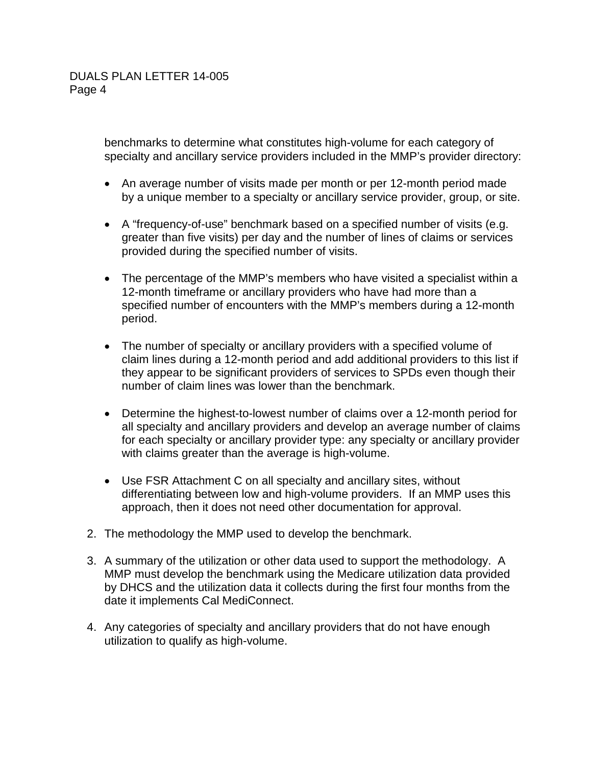benchmarks to determine what constitutes high-volume for each category of specialty and ancillary service providers included in the MMP's provider directory:

- An average number of visits made per month or per 12-month period made by a unique member to a specialty or ancillary service provider, group, or site.

- A "frequency-of-use" benchmark based on a specified number of visits (e.g. greater than five visits) per day and the number of lines of claims or services provided during the specified number of visits.

- The percentage of the MMP's members who have visited a specialist within a 12-month timeframe or ancillary providers who have had more than a specified number of encounters with the MMP's members during a 12-month period.

- The number of specialty or ancillary providers with a specified volume of claim lines during a 12-month period and add additional providers to this list if they appear to be significant providers of services to SPDs even though their number of claim lines was lower than the benchmark.

- Determine the highest-to-lowest number of claims over a 12-month period for all specialty and ancillary providers and develop an average number of claims for each specialty or ancillary provider type: any specialty or ancillary provider with claims greater than the average is high-volume.

- Use FSR Attachment C on all specialty and ancillary sites, without differentiating between low and high-volume providers. If an MMP uses this approach, then it does not need other documentation for approval.

2. The methodology the MMP used to develop the benchmark.

3. A summary of the utilization or other data used to support the methodology. A MMP must develop the benchmark using the Medicare utilization data provided by DHCS and the utilization data it collects during the first four months from the date it implements Cal MediConnect.

4. Any categories of specialty and ancillary providers that do not have enough utilization to qualify as high-volume.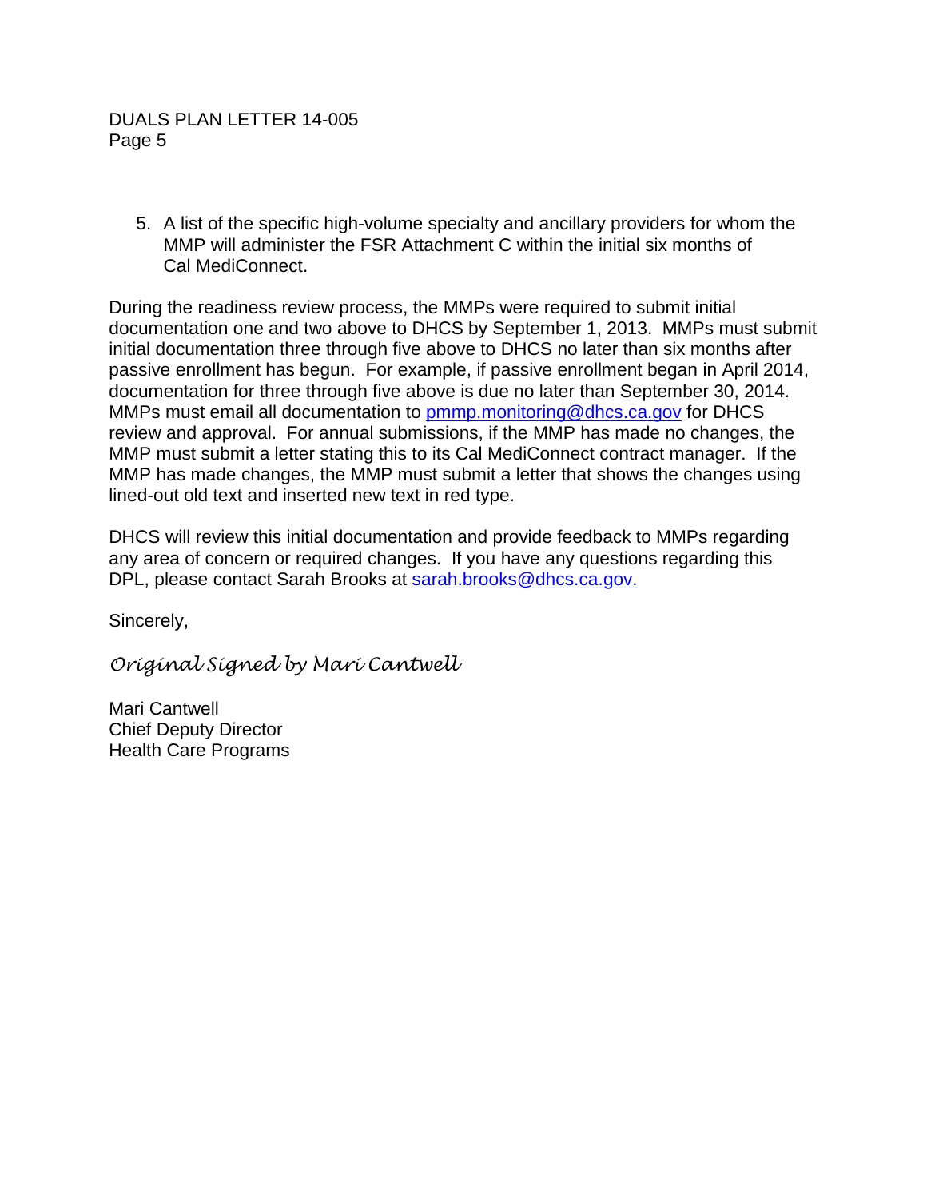5. A list of the specific high-volume specialty and ancillary providers for whom the MMP will administer the FSR Attachment C within the initial six months of Cal MediConnect.

During the readiness review process, the MMPs were required to submit initial documentation one and two above to DHCS by September 1, 2013. MMPs must submit initial documentation three through five above to DHCS no later than six months after passive enrollment has begun. For example, if passive enrollment began in April 2014, documentation for three through five above is due no later than September 30, 2014. MMPs must email all documentation to pmmp.monitoring@dhcs.ca.gov for DHCS review and approval. For annual submissions, if the MMP has made no changes, the MMP must submit a letter stating this to its Cal MediConnect contract manager. If the MMP has made changes, the MMP must submit a letter that shows the changes using lined-out old text and inserted new text in red type.

DHCS will review this initial documentation and provide feedback to MMPs regarding any area of concern or required changes. If you have any questions regarding this DPL, please contact Sarah Brooks at sarah.brooks@dhcs.ca.gov.

Sincerely,

*Original Signed by Mari Cantwell*

Mari Cantwell  
Chief Deputy Director  
Health Care Programs